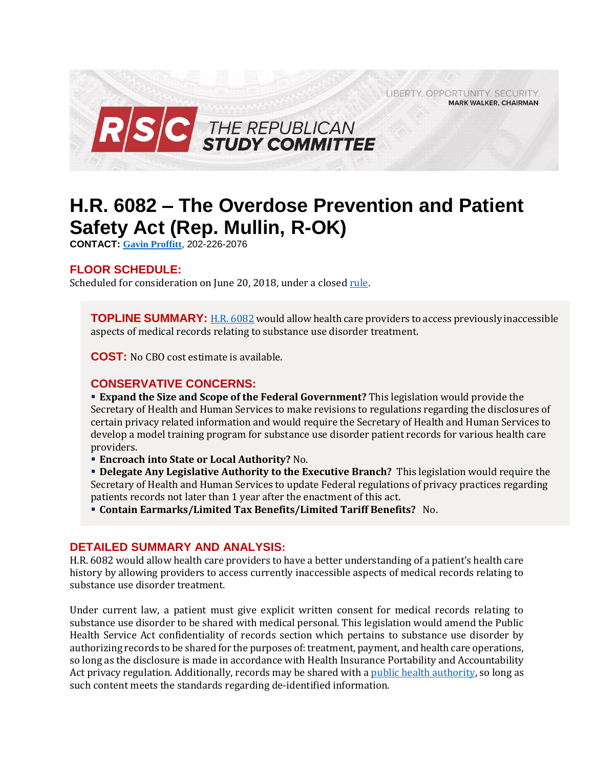LIBERTY. OPPORTUNITY. SECURITY.
MARK WALKER, CHAIRMAN

RSC THE REPUBLICAN STUDY COMMITTEE

# H.R. 6082 – The Overdose Prevention and Patient Safety Act (Rep. Mullin, R-OK)

**CONTACT:** Gavin Proffitt, 202-226-2076

## FLOOR SCHEDULE:

Scheduled for consideration on June 20, 2018, under a closed rule.

**TOPLINE SUMMARY:** H.R. 6082 would allow health care providers to access previously inaccessible aspects of medical records relating to substance use disorder treatment.

**COST:** No CBO cost estimate is available.

## CONSERVATIVE CONCERNS:

- **Expand the Size and Scope of the Federal Government?** This legislation would provide the Secretary of Health and Human Services to make revisions to regulations regarding the disclosures of certain privacy related information and would require the Secretary of Health and Human Services to develop a model training program for substance use disorder patient records for various health care providers.
- **Encroach into State or Local Authority?** No.
- **Delegate Any Legislative Authority to the Executive Branch?** This legislation would require the Secretary of Health and Human Services to update Federal regulations of privacy practices regarding patients records not later than 1 year after the enactment of this act.
- **Contain Earmarks/Limited Tax Benefits/Limited Tariff Benefits?** No.

## DETAILED SUMMARY AND ANALYSIS:

H.R. 6082 would allow health care providers to have a better understanding of a patient's health care history by allowing providers to access currently inaccessible aspects of medical records relating to substance use disorder treatment.

Under current law, a patient must give explicit written consent for medical records relating to substance use disorder to be shared with medical personal. This legislation would amend the Public Health Service Act confidentiality of records section which pertains to substance use disorder by authorizing records to be shared for the purposes of: treatment, payment, and health care operations, so long as the disclosure is made in accordance with Health Insurance Portability and Accountability Act privacy regulation. Additionally, records may be shared with a public health authority, so long as such content meets the standards regarding de-identified information.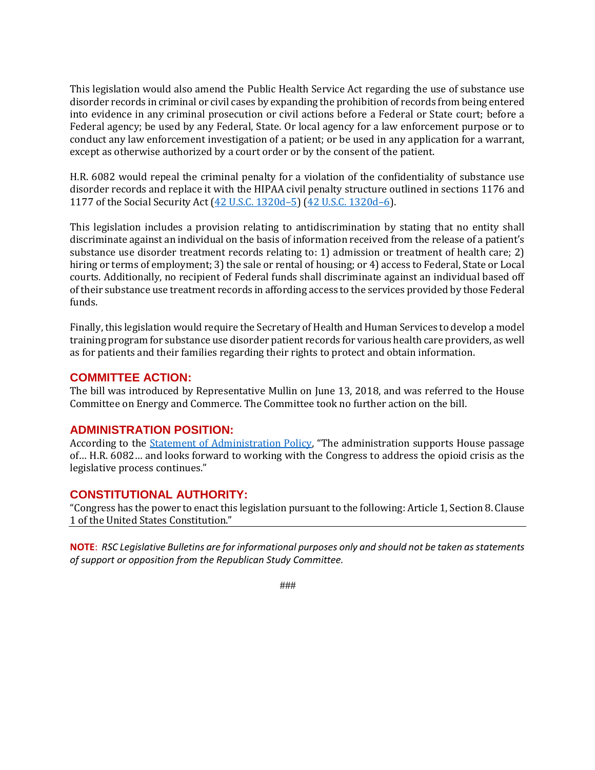This legislation would also amend the Public Health Service Act regarding the use of substance use disorder records in criminal or civil cases by expanding the prohibition of records from being entered into evidence in any criminal prosecution or civil actions before a Federal or State court; before a Federal agency; be used by any Federal, State. Or local agency for a law enforcement purpose or to conduct any law enforcement investigation of a patient; or be used in any application for a warrant, except as otherwise authorized by a court order or by the consent of the patient.

H.R. 6082 would repeal the criminal penalty for a violation of the confidentiality of substance use disorder records and replace it with the HIPAA civil penalty structure outlined in sections 1176 and 1177 of the Social Security Act (42 U.S.C. 1320d–5) (42 U.S.C. 1320d–6).

This legislation includes a provision relating to antidiscrimination by stating that no entity shall discriminate against an individual on the basis of information received from the release of a patient's substance use disorder treatment records relating to: 1) admission or treatment of health care; 2) hiring or terms of employment; 3) the sale or rental of housing; or 4) access to Federal, State or Local courts. Additionally, no recipient of Federal funds shall discriminate against an individual based off of their substance use treatment records in affording access to the services provided by those Federal funds.

Finally, this legislation would require the Secretary of Health and Human Services to develop a model training program for substance use disorder patient records for various health care providers, as well as for patients and their families regarding their rights to protect and obtain information.

## COMMITTEE ACTION:

The bill was introduced by Representative Mullin on June 13, 2018, and was referred to the House Committee on Energy and Commerce. The Committee took no further action on the bill.

## ADMINISTRATION POSITION:

According to the Statement of Administration Policy, "The administration supports House passage of… H.R. 6082… and looks forward to working with the Congress to address the opioid crisis as the legislative process continues."

## CONSTITUTIONAL AUTHORITY:

"Congress has the power to enact this legislation pursuant to the following: Article 1, Section 8. Clause 1 of the United States Constitution."

---

**NOTE**: *RSC Legislative Bulletins are for informational purposes only and should not be taken as statements of support or opposition from the Republican Study Committee.*

###